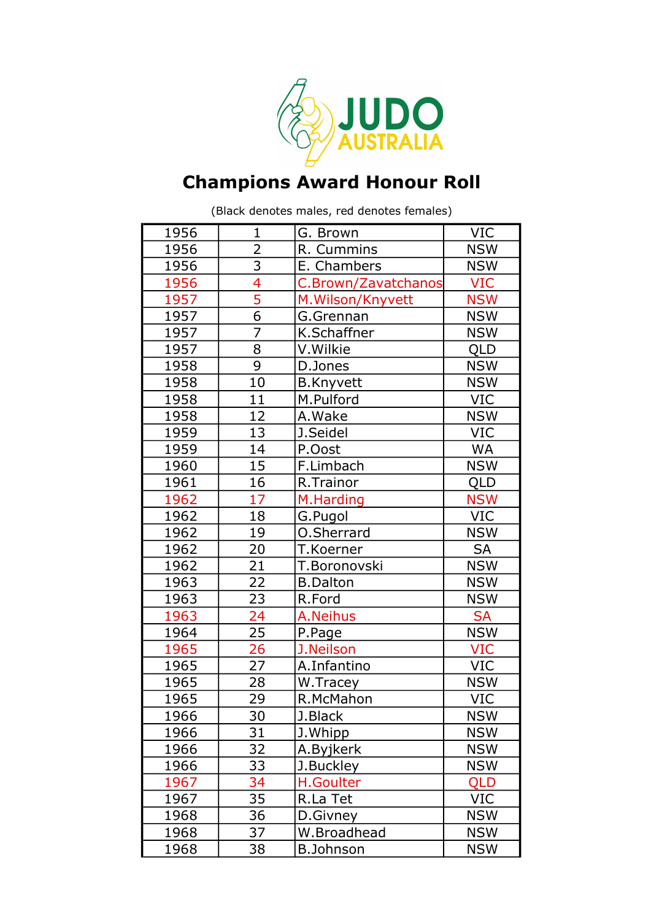JUDO AUSTRALIA

# Champions Award Honour Roll

(Black denotes males, red denotes females)

| | | | |
|---|---|---|---|
| 1956 | 1 | G. Brown | VIC |
| 1956 | 2 | R. Cummins | NSW |
| 1956 | 3 | E. Chambers | NSW |
| 1956 | 4 | C.Brown/Zavatchanos | VIC |
| 1957 | 5 | M.Wilson/Knyvett | NSW |
| 1957 | 6 | G.Grennan | NSW |
| 1957 | 7 | K.Schaffner | NSW |
| 1957 | 8 | V.Wilkie | QLD |
| 1958 | 9 | D.Jones | NSW |
| 1958 | 10 | B.Knyvett | NSW |
| 1958 | 11 | M.Pulford | VIC |
| 1958 | 12 | A.Wake | NSW |
| 1959 | 13 | J.Seidel | VIC |
| 1959 | 14 | P.Oost | WA |
| 1960 | 15 | F.Limbach | NSW |
| 1961 | 16 | R.Trainor | QLD |
| 1962 | 17 | M.Harding | NSW |
| 1962 | 18 | G.Pugol | VIC |
| 1962 | 19 | O.Sherrard | NSW |
| 1962 | 20 | T.Koerner | SA |
| 1962 | 21 | T.Boronovski | NSW |
| 1963 | 22 | B.Dalton | NSW |
| 1963 | 23 | R.Ford | NSW |
| 1963 | 24 | A.Neihus | SA |
| 1964 | 25 | P.Page | NSW |
| 1965 | 26 | J.Neilson | VIC |
| 1965 | 27 | A.Infantino | VIC |
| 1965 | 28 | W.Tracey | NSW |
| 1965 | 29 | R.McMahon | VIC |
| 1966 | 30 | J.Black | NSW |
| 1966 | 31 | J.Whipp | NSW |
| 1966 | 32 | A.Byjkerk | NSW |
| 1966 | 33 | J.Buckley | NSW |
| 1967 | 34 | H.Goulter | QLD |
| 1967 | 35 | R.La Tet | VIC |
| 1968 | 36 | D.Givney | NSW |
| 1968 | 37 | W.Broadhead | NSW |
| 1968 | 38 | B.Johnson | NSW |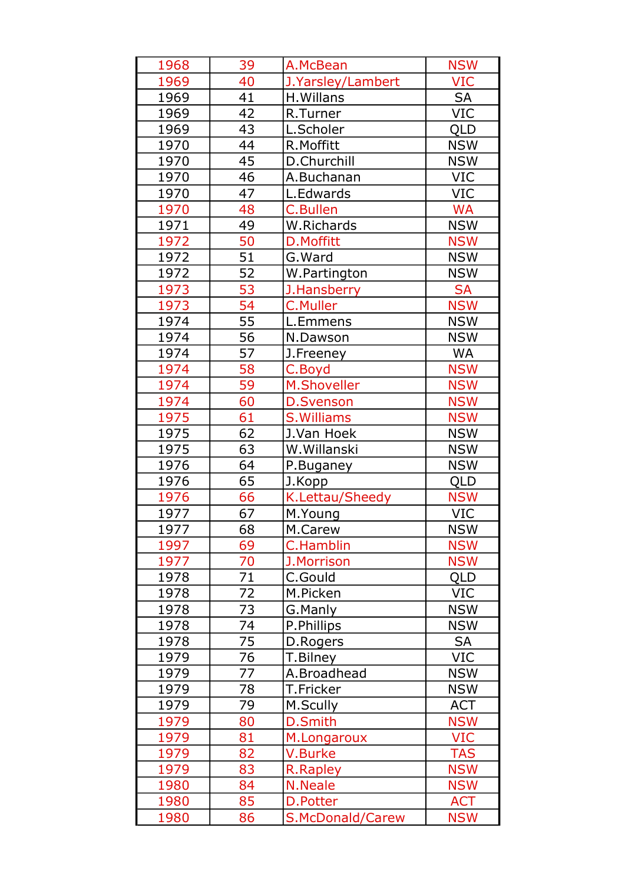| 1968 | 39 | A.McBean | NSW |
|---|---|---|---|
| 1969 | 40 | J.Yarsley/Lambert | VIC |
| 1969 | 41 | H.Willans | SA |
| 1969 | 42 | R.Turner | VIC |
| 1969 | 43 | L.Scholer | QLD |
| 1970 | 44 | R.Moffitt | NSW |
| 1970 | 45 | D.Churchill | NSW |
| 1970 | 46 | A.Buchanan | VIC |
| 1970 | 47 | L.Edwards | VIC |
| 1970 | 48 | C.Bullen | WA |
| 1971 | 49 | W.Richards | NSW |
| 1972 | 50 | D.Moffitt | NSW |
| 1972 | 51 | G.Ward | NSW |
| 1972 | 52 | W.Partington | NSW |
| 1973 | 53 | J.Hansberry | SA |
| 1973 | 54 | C.Muller | NSW |
| 1974 | 55 | L.Emmens | NSW |
| 1974 | 56 | N.Dawson | NSW |
| 1974 | 57 | J.Freeney | WA |
| 1974 | 58 | C.Boyd | NSW |
| 1974 | 59 | M.Shoveller | NSW |
| 1974 | 60 | D.Svenson | NSW |
| 1975 | 61 | S.Williams | NSW |
| 1975 | 62 | J.Van Hoek | NSW |
| 1975 | 63 | W.Willanski | NSW |
| 1976 | 64 | P.Buganey | NSW |
| 1976 | 65 | J.Kopp | QLD |
| 1976 | 66 | K.Lettau/Sheedy | NSW |
| 1977 | 67 | M.Young | VIC |
| 1977 | 68 | M.Carew | NSW |
| 1997 | 69 | C.Hamblin | NSW |
| 1977 | 70 | J.Morrison | NSW |
| 1978 | 71 | C.Gould | QLD |
| 1978 | 72 | M.Picken | VIC |
| 1978 | 73 | G.Manly | NSW |
| 1978 | 74 | P.Phillips | NSW |
| 1978 | 75 | D.Rogers | SA |
| 1979 | 76 | T.Bilney | VIC |
| 1979 | 77 | A.Broadhead | NSW |
| 1979 | 78 | T.Fricker | NSW |
| 1979 | 79 | M.Scully | ACT |
| 1979 | 80 | D.Smith | NSW |
| 1979 | 81 | M.Longaroux | VIC |
| 1979 | 82 | V.Burke | TAS |
| 1979 | 83 | R.Rapley | NSW |
| 1980 | 84 | N.Neale | NSW |
| 1980 | 85 | D.Potter | ACT |
| 1980 | 86 | S.McDonald/Carew | NSW |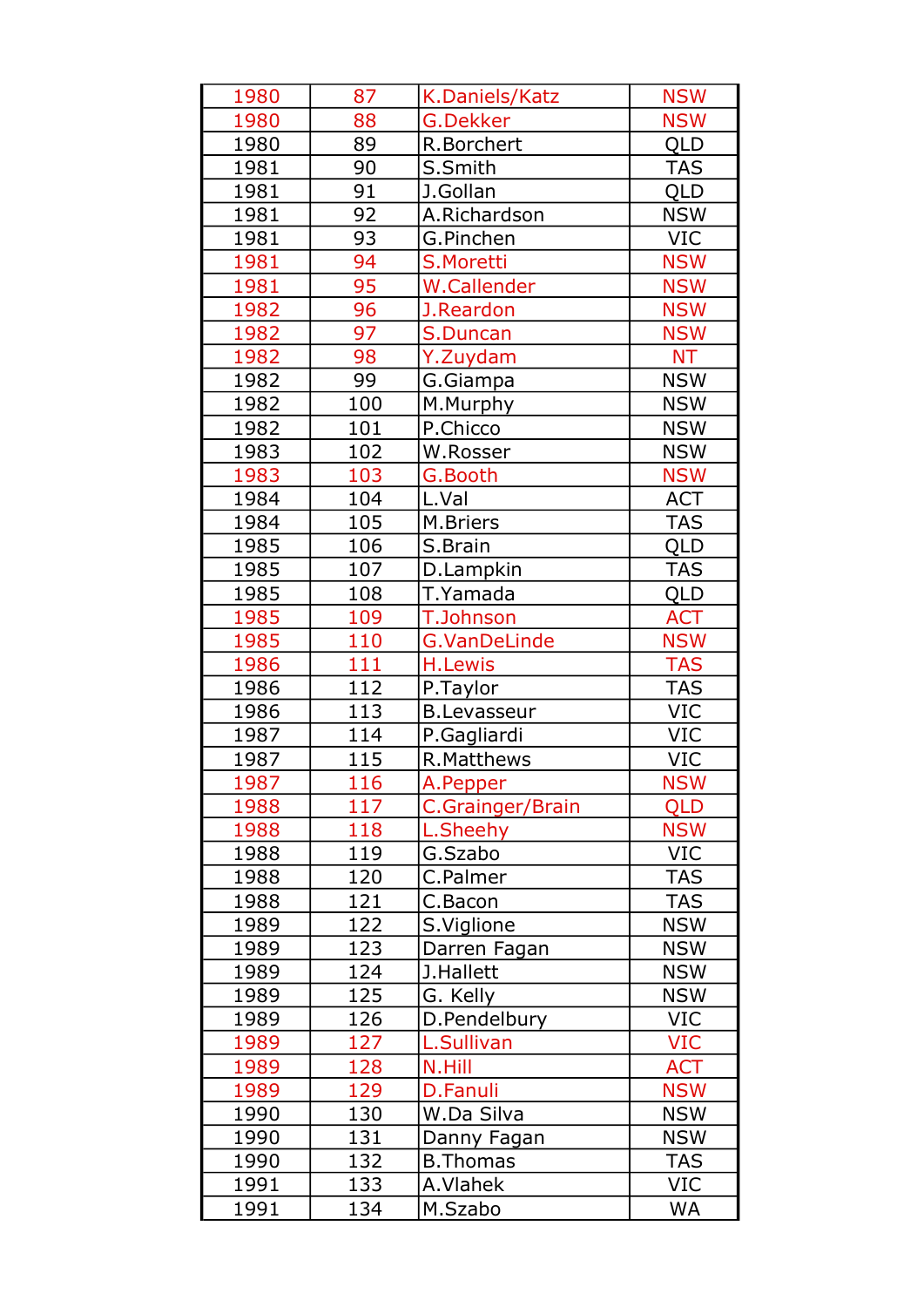| 1980 | 87 | K.Daniels/Katz | NSW |
|---|---|---|---|
| 1980 | 88 | G.Dekker | NSW |
| 1980 | 89 | R.Borchert | QLD |
| 1981 | 90 | S.Smith | TAS |
| 1981 | 91 | J.Gollan | QLD |
| 1981 | 92 | A.Richardson | NSW |
| 1981 | 93 | G.Pinchen | VIC |
| 1981 | 94 | S.Moretti | NSW |
| 1981 | 95 | W.Callender | NSW |
| 1982 | 96 | J.Reardon | NSW |
| 1982 | 97 | S.Duncan | NSW |
| 1982 | 98 | Y.Zuydam | NT |
| 1982 | 99 | G.Giampa | NSW |
| 1982 | 100 | M.Murphy | NSW |
| 1982 | 101 | P.Chicco | NSW |
| 1983 | 102 | W.Rosser | NSW |
| 1983 | 103 | G.Booth | NSW |
| 1984 | 104 | L.Val | ACT |
| 1984 | 105 | M.Briers | TAS |
| 1985 | 106 | S.Brain | QLD |
| 1985 | 107 | D.Lampkin | TAS |
| 1985 | 108 | T.Yamada | QLD |
| 1985 | 109 | T.Johnson | ACT |
| 1985 | 110 | G.VanDeLinde | NSW |
| 1986 | 111 | H.Lewis | TAS |
| 1986 | 112 | P.Taylor | TAS |
| 1986 | 113 | B.Levasseur | VIC |
| 1987 | 114 | P.Gagliardi | VIC |
| 1987 | 115 | R.Matthews | VIC |
| 1987 | 116 | A.Pepper | NSW |
| 1988 | 117 | C.Grainger/Brain | QLD |
| 1988 | 118 | L.Sheehy | NSW |
| 1988 | 119 | G.Szabo | VIC |
| 1988 | 120 | C.Palmer | TAS |
| 1988 | 121 | C.Bacon | TAS |
| 1989 | 122 | S.Viglione | NSW |
| 1989 | 123 | Darren Fagan | NSW |
| 1989 | 124 | J.Hallett | NSW |
| 1989 | 125 | G. Kelly | NSW |
| 1989 | 126 | D.Pendelbury | VIC |
| 1989 | 127 | L.Sullivan | VIC |
| 1989 | 128 | N.Hill | ACT |
| 1989 | 129 | D.Fanuli | NSW |
| 1990 | 130 | W.Da Silva | NSW |
| 1990 | 131 | Danny Fagan | NSW |
| 1990 | 132 | B.Thomas | TAS |
| 1991 | 133 | A.Vlahek | VIC |
| 1991 | 134 | M.Szabo | WA |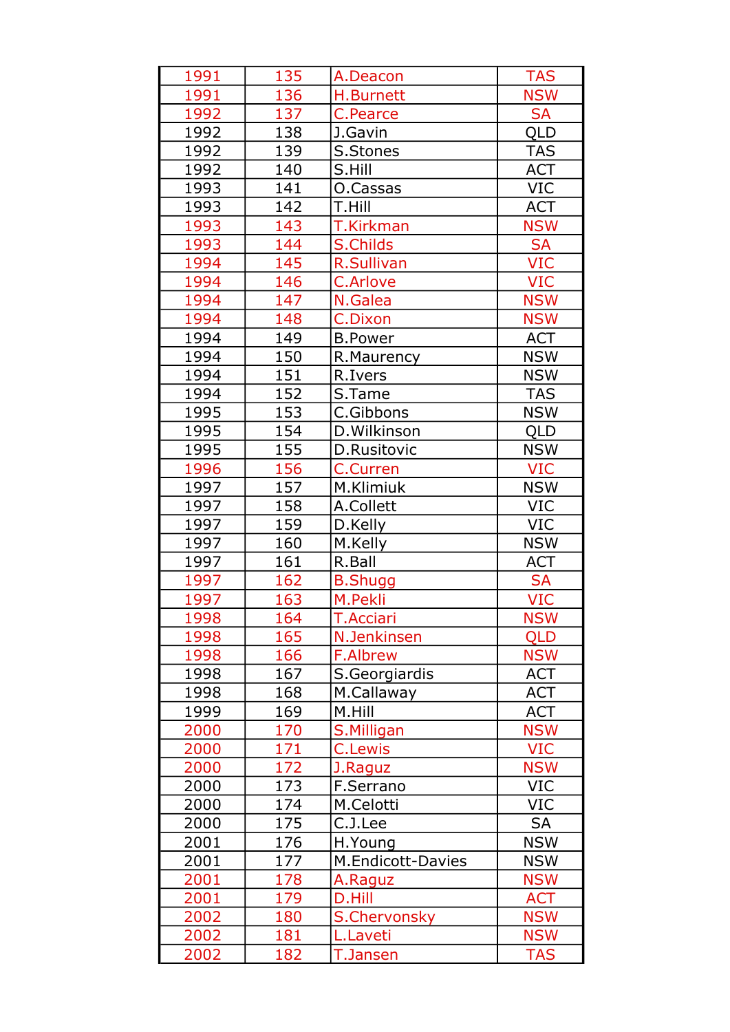| 1991 | 135 | A.Deacon | TAS |
| --- | --- | --- | --- |
| 1991 | 136 | H.Burnett | NSW |
| 1992 | 137 | C.Pearce | SA |
| 1992 | 138 | J.Gavin | QLD |
| 1992 | 139 | S.Stones | TAS |
| 1992 | 140 | S.Hill | ACT |
| 1993 | 141 | O.Cassas | VIC |
| 1993 | 142 | T.Hill | ACT |
| 1993 | 143 | T.Kirkman | NSW |
| 1993 | 144 | S.Childs | SA |
| 1994 | 145 | R.Sullivan | VIC |
| 1994 | 146 | C.Arlove | VIC |
| 1994 | 147 | N.Galea | NSW |
| 1994 | 148 | C.Dixon | NSW |
| 1994 | 149 | B.Power | ACT |
| 1994 | 150 | R.Maurency | NSW |
| 1994 | 151 | R.Ivers | NSW |
| 1994 | 152 | S.Tame | TAS |
| 1995 | 153 | C.Gibbons | NSW |
| 1995 | 154 | D.Wilkinson | QLD |
| 1995 | 155 | D.Rusitovic | NSW |
| 1996 | 156 | C.Curren | VIC |
| 1997 | 157 | M.Klimiuk | NSW |
| 1997 | 158 | A.Collett | VIC |
| 1997 | 159 | D.Kelly | VIC |
| 1997 | 160 | M.Kelly | NSW |
| 1997 | 161 | R.Ball | ACT |
| 1997 | 162 | B.Shugg | SA |
| 1997 | 163 | M.Pekli | VIC |
| 1998 | 164 | T.Acciari | NSW |
| 1998 | 165 | N.Jenkinsen | QLD |
| 1998 | 166 | F.Albrew | NSW |
| 1998 | 167 | S.Georgiardis | ACT |
| 1998 | 168 | M.Callaway | ACT |
| 1999 | 169 | M.Hill | ACT |
| 2000 | 170 | S.Milligan | NSW |
| 2000 | 171 | C.Lewis | VIC |
| 2000 | 172 | J.Raguz | NSW |
| 2000 | 173 | F.Serrano | VIC |
| 2000 | 174 | M.Celotti | VIC |
| 2000 | 175 | C.J.Lee | SA |
| 2001 | 176 | H.Young | NSW |
| 2001 | 177 | M.Endicott-Davies | NSW |
| 2001 | 178 | A.Raguz | NSW |
| 2001 | 179 | D.Hill | ACT |
| 2002 | 180 | S.Chervonsky | NSW |
| 2002 | 181 | L.Laveti | NSW |
| 2002 | 182 | T.Jansen | TAS |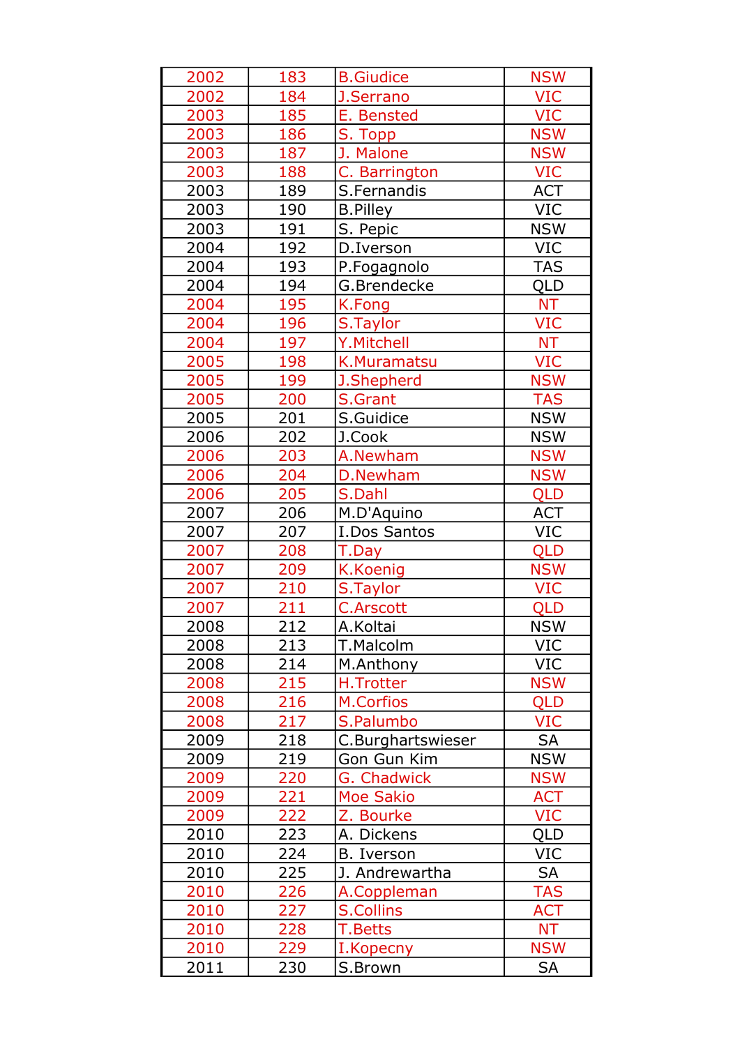| 2002 | 183 | B.Giudice | NSW |
|---|---|---|---|
| 2002 | 184 | J.Serrano | VIC |
| 2003 | 185 | E. Bensted | VIC |
| 2003 | 186 | S. Topp | NSW |
| 2003 | 187 | J. Malone | NSW |
| 2003 | 188 | C. Barrington | VIC |
| 2003 | 189 | S.Fernandis | ACT |
| 2003 | 190 | B.Pilley | VIC |
| 2003 | 191 | S. Pepic | NSW |
| 2004 | 192 | D.Iverson | VIC |
| 2004 | 193 | P.Fogagnolo | TAS |
| 2004 | 194 | G.Brendecke | QLD |
| 2004 | 195 | K.Fong | NT |
| 2004 | 196 | S.Taylor | VIC |
| 2004 | 197 | Y.Mitchell | NT |
| 2005 | 198 | K.Muramatsu | VIC |
| 2005 | 199 | J.Shepherd | NSW |
| 2005 | 200 | S.Grant | TAS |
| 2005 | 201 | S.Guidice | NSW |
| 2006 | 202 | J.Cook | NSW |
| 2006 | 203 | A.Newham | NSW |
| 2006 | 204 | D.Newham | NSW |
| 2006 | 205 | S.Dahl | QLD |
| 2007 | 206 | M.D'Aquino | ACT |
| 2007 | 207 | I.Dos Santos | VIC |
| 2007 | 208 | T.Day | QLD |
| 2007 | 209 | K.Koenig | NSW |
| 2007 | 210 | S.Taylor | VIC |
| 2007 | 211 | C.Arscott | QLD |
| 2008 | 212 | A.Koltai | NSW |
| 2008 | 213 | T.Malcolm | VIC |
| 2008 | 214 | M.Anthony | VIC |
| 2008 | 215 | H.Trotter | NSW |
| 2008 | 216 | M.Corfios | QLD |
| 2008 | 217 | S.Palumbo | VIC |
| 2009 | 218 | C.Burghartswieser | SA |
| 2009 | 219 | Gon Gun Kim | NSW |
| 2009 | 220 | G. Chadwick | NSW |
| 2009 | 221 | Moe Sakio | ACT |
| 2009 | 222 | Z. Bourke | VIC |
| 2010 | 223 | A. Dickens | QLD |
| 2010 | 224 | B. Iverson | VIC |
| 2010 | 225 | J. Andrewartha | SA |
| 2010 | 226 | A.Coppleman | TAS |
| 2010 | 227 | S.Collins | ACT |
| 2010 | 228 | T.Betts | NT |
| 2010 | 229 | I.Kopecny | NSW |
| 2011 | 230 | S.Brown | SA |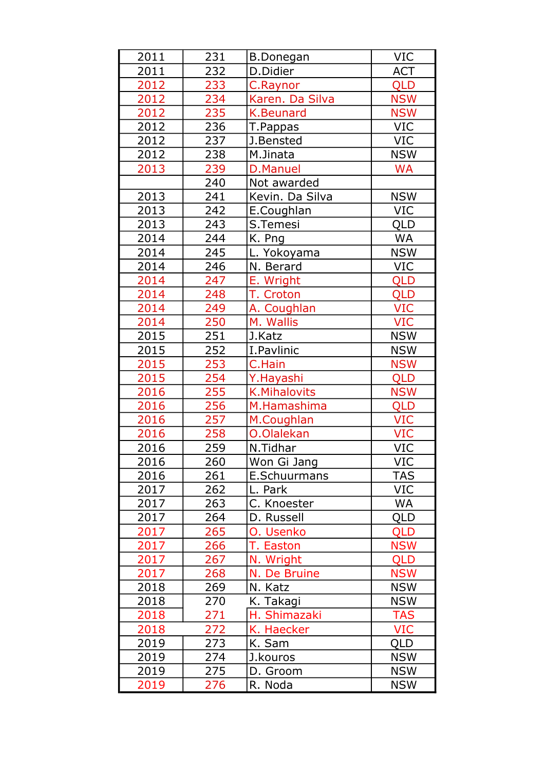| | | | |
|---|---|---|---|
| 2011 | 231 | B.Donegan | VIC |
| 2011 | 232 | D.Didier | ACT |
| 2012 | 233 | C.Raynor | QLD |
| 2012 | 234 | Karen. Da Silva | NSW |
| 2012 | 235 | K.Beunard | NSW |
| 2012 | 236 | T.Pappas | VIC |
| 2012 | 237 | J.Bensted | VIC |
| 2012 | 238 | M.Jinata | NSW |
| 2013 | 239 | D.Manuel | WA |
| | 240 | Not awarded | |
| 2013 | 241 | Kevin. Da Silva | NSW |
| 2013 | 242 | E.Coughlan | VIC |
| 2013 | 243 | S.Temesi | QLD |
| 2014 | 244 | K. Png | WA |
| 2014 | 245 | L. Yokoyama | NSW |
| 2014 | 246 | N. Berard | VIC |
| 2014 | 247 | E. Wright | QLD |
| 2014 | 248 | T. Croton | QLD |
| 2014 | 249 | A. Coughlan | VIC |
| 2014 | 250 | M. Wallis | VIC |
| 2015 | 251 | J.Katz | NSW |
| 2015 | 252 | I.Pavlinic | NSW |
| 2015 | 253 | C.Hain | NSW |
| 2015 | 254 | Y.Hayashi | QLD |
| 2016 | 255 | K.Mihalovits | NSW |
| 2016 | 256 | M.Hamashima | QLD |
| 2016 | 257 | M.Coughlan | VIC |
| 2016 | 258 | O.Olalekan | VIC |
| 2016 | 259 | N.Tidhar | VIC |
| 2016 | 260 | Won Gi Jang | VIC |
| 2016 | 261 | E.Schuurmans | TAS |
| 2017 | 262 | L. Park | VIC |
| 2017 | 263 | C. Knoester | WA |
| 2017 | 264 | D. Russell | QLD |
| 2017 | 265 | O. Usenko | QLD |
| 2017 | 266 | T. Easton | NSW |
| 2017 | 267 | N. Wright | QLD |
| 2017 | 268 | N. De Bruine | NSW |
| 2018 | 269 | N. Katz | NSW |
| 2018 | 270 | K. Takagi | NSW |
| 2018 | 271 | H. Shimazaki | TAS |
| 2018 | 272 | K. Haecker | VIC |
| 2019 | 273 | K. Sam | QLD |
| 2019 | 274 | J.kouros | NSW |
| 2019 | 275 | D. Groom | NSW |
| 2019 | 276 | R. Noda | NSW |